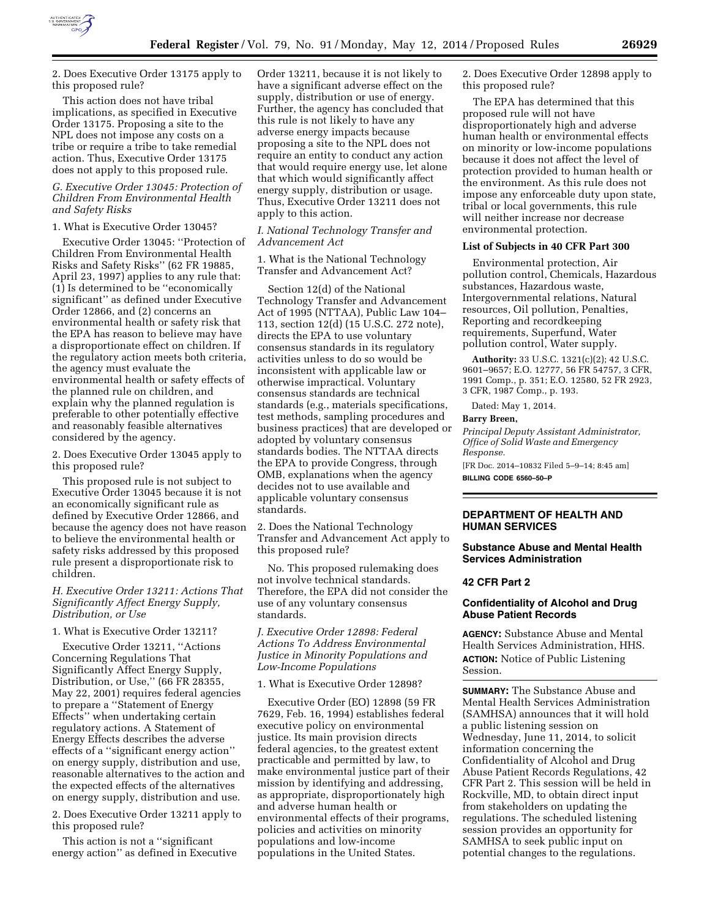2. Does Executive Order 13175 apply to this proposed rule?

This action does not have tribal implications, as specified in Executive Order 13175. Proposing a site to the NPL does not impose any costs on a tribe or require a tribe to take remedial action. Thus, Executive Order 13175 does not apply to this proposed rule.

*G. Executive Order 13045: Protection of Children From Environmental Health and Safety Risks*

1. What is Executive Order 13045?

Executive Order 13045: ''Protection of Children From Environmental Health Risks and Safety Risks'' (62 FR 19885, April 23, 1997) applies to any rule that: (1) Is determined to be ''economically significant'' as defined under Executive Order 12866, and (2) concerns an environmental health or safety risk that the EPA has reason to believe may have a disproportionate effect on children. If the regulatory action meets both criteria, the agency must evaluate the environmental health or safety effects of the planned rule on children, and explain why the planned regulation is preferable to other potentially effective and reasonably feasible alternatives considered by the agency.

2. Does Executive Order 13045 apply to this proposed rule?

This proposed rule is not subject to Executive Order 13045 because it is not an economically significant rule as defined by Executive Order 12866, and because the agency does not have reason to believe the environmental health or safety risks addressed by this proposed rule present a disproportionate risk to children.

*H. Executive Order 13211: Actions That Significantly Affect Energy Supply, Distribution, or Use*

1. What is Executive Order 13211?

Executive Order 13211, ''Actions Concerning Regulations That Significantly Affect Energy Supply, Distribution, or Use,'' (66 FR 28355, May 22, 2001) requires federal agencies to prepare a ''Statement of Energy Effects'' when undertaking certain regulatory actions. A Statement of Energy Effects describes the adverse effects of a ''significant energy action'' on energy supply, distribution and use, reasonable alternatives to the action and the expected effects of the alternatives on energy supply, distribution and use.

2. Does Executive Order 13211 apply to this proposed rule?

This action is not a ''significant energy action'' as defined in Executive Order 13211, because it is not likely to have a significant adverse effect on the supply, distribution or use of energy. Further, the agency has concluded that this rule is not likely to have any adverse energy impacts because proposing a site to the NPL does not require an entity to conduct any action that would require energy use, let alone that which would significantly affect energy supply, distribution or usage. Thus, Executive Order 13211 does not apply to this action.

*I. National Technology Transfer and Advancement Act*

1. What is the National Technology Transfer and Advancement Act?

Section 12(d) of the National Technology Transfer and Advancement Act of 1995 (NTTAA), Public Law 104–113, section 12(d) (15 U.S.C. 272 note), directs the EPA to use voluntary consensus standards in its regulatory activities unless to do so would be inconsistent with applicable law or otherwise impractical. Voluntary consensus standards are technical standards (e.g., materials specifications, test methods, sampling procedures and business practices) that are developed or adopted by voluntary consensus standards bodies. The NTTAA directs the EPA to provide Congress, through OMB, explanations when the agency decides not to use available and applicable voluntary consensus standards.

2. Does the National Technology Transfer and Advancement Act apply to this proposed rule?

No. This proposed rulemaking does not involve technical standards. Therefore, the EPA did not consider the use of any voluntary consensus standards.

*J. Executive Order 12898: Federal Actions To Address Environmental Justice in Minority Populations and Low-Income Populations*

1. What is Executive Order 12898?

Executive Order (EO) 12898 (59 FR 7629, Feb. 16, 1994) establishes federal executive policy on environmental justice. Its main provision directs federal agencies, to the greatest extent practicable and permitted by law, to make environmental justice part of their mission by identifying and addressing, as appropriate, disproportionately high and adverse human health or environmental effects of their programs, policies and activities on minority populations and low-income populations in the United States.

2. Does Executive Order 12898 apply to this proposed rule?

The EPA has determined that this proposed rule will not have disproportionately high and adverse human health or environmental effects on minority or low-income populations because it does not affect the level of protection provided to human health or the environment. As this rule does not impose any enforceable duty upon state, tribal or local governments, this rule will neither increase nor decrease environmental protection.

**List of Subjects in 40 CFR Part 300**

Environmental protection, Air pollution control, Chemicals, Hazardous substances, Hazardous waste, Intergovernmental relations, Natural resources, Oil pollution, Penalties, Reporting and recordkeeping requirements, Superfund, Water pollution control, Water supply.

**Authority:** 33 U.S.C. 1321(c)(2); 42 U.S.C. 9601–9657; E.O. 12777, 56 FR 54757, 3 CFR, 1991 Comp., p. 351; E.O. 12580, 52 FR 2923, 3 CFR, 1987 Comp., p. 193.

Dated: May 1, 2014.

**Barry Breen,**

*Principal Deputy Assistant Administrator, Office of Solid Waste and Emergency Response.*

[FR Doc. 2014–10832 Filed 5–9–14; 8:45 am]

**BILLING CODE 6560–50–P**

---

## DEPARTMENT OF HEALTH AND HUMAN SERVICES

### Substance Abuse and Mental Health Services Administration

### 42 CFR Part 2

### Confidentiality of Alcohol and Drug Abuse Patient Records

**AGENCY:** Substance Abuse and Mental Health Services Administration, HHS.

**ACTION:** Notice of Public Listening Session.

**SUMMARY:** The Substance Abuse and Mental Health Services Administration (SAMHSA) announces that it will hold a public listening session on Wednesday, June 11, 2014, to solicit information concerning the Confidentiality of Alcohol and Drug Abuse Patient Records Regulations, 42 CFR Part 2. This session will be held in Rockville, MD, to obtain direct input from stakeholders on updating the regulations. The scheduled listening session provides an opportunity for SAMHSA to seek public input on potential changes to the regulations.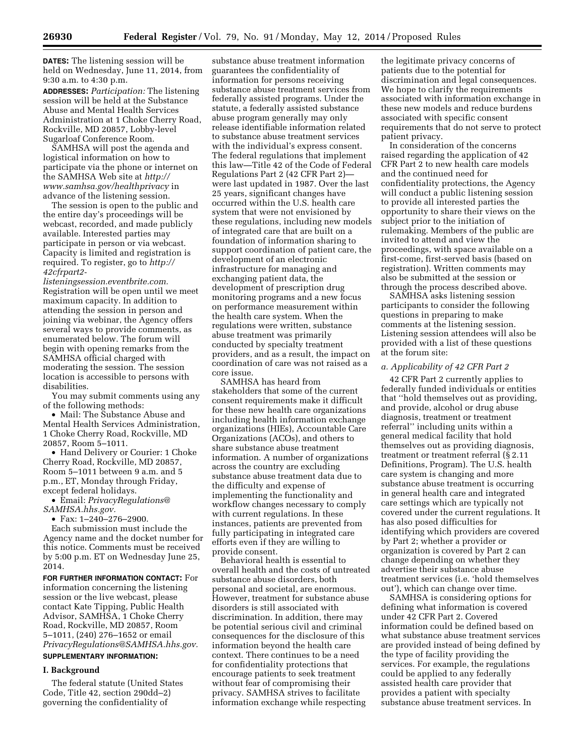**DATES:** The listening session will be held on Wednesday, June 11, 2014, from 9:30 a.m. to 4:30 p.m.

**ADDRESSES:** *Participation:* The listening session will be held at the Substance Abuse and Mental Health Services Administration at 1 Choke Cherry Road, Rockville, MD 20857, Lobby-level Sugarloaf Conference Room.

SAMHSA will post the agenda and logistical information on how to participate via the phone or internet on the SAMHSA Web site at *http://www.samhsa.gov/healthprivacy* in advance of the listening session.

The session is open to the public and the entire day's proceedings will be webcast, recorded, and made publicly available. Interested parties may participate in person or via webcast. Capacity is limited and registration is required. To register, go to *http://42cfrpart2-listeningsession.eventbrite.com.* Registration will be open until we meet maximum capacity. In addition to attending the session in person and joining via webinar, the Agency offers several ways to provide comments, as enumerated below. The forum will begin with opening remarks from the SAMHSA official charged with moderating the session. The session location is accessible to persons with disabilities.

You may submit comments using any of the following methods:

- Mail: The Substance Abuse and Mental Health Services Administration, 1 Choke Cherry Road, Rockville, MD 20857, Room 5–1011.
- Hand Delivery or Courier: 1 Choke Cherry Road, Rockville, MD 20857, Room 5–1011 between 9 a.m. and 5 p.m., ET, Monday through Friday, except federal holidays.
- Email: *PrivacyRegulations@SAMHSA.hhs.gov.*
- Fax: 1–240–276–2900.

Each submission must include the Agency name and the docket number for this notice. Comments must be received by 5:00 p.m. ET on Wednesday June 25, 2014.

**FOR FURTHER INFORMATION CONTACT:** For information concerning the listening session or the live webcast, please contact Kate Tipping, Public Health Advisor, SAMHSA, 1 Choke Cherry Road, Rockville, MD 20857, Room 5–1011, (240) 276–1652 or email *PrivacyRegulations@SAMHSA.hhs.gov.*

**SUPPLEMENTARY INFORMATION:**

## I. Background

The federal statute (United States Code, Title 42, section 290dd–2) governing the confidentiality of substance abuse treatment information guarantees the confidentiality of information for persons receiving substance abuse treatment services from federally assisted programs. Under the statute, a federally assisted substance abuse program generally may only release identifiable information related to substance abuse treatment services with the individual's express consent. The federal regulations that implement this law—Title 42 of the Code of Federal Regulations Part 2 (42 CFR Part 2)—were last updated in 1987. Over the last 25 years, significant changes have occurred within the U.S. health care system that were not envisioned by these regulations, including new models of integrated care that are built on a foundation of information sharing to support coordination of patient care, the development of an electronic infrastructure for managing and exchanging patient data, the development of prescription drug monitoring programs and a new focus on performance measurement within the health care system. When the regulations were written, substance abuse treatment was primarily conducted by specialty treatment providers, and as a result, the impact on coordination of care was not raised as a core issue.

SAMHSA has heard from stakeholders that some of the current consent requirements make it difficult for these new health care organizations including health information exchange organizations (HIEs), Accountable Care Organizations (ACOs), and others to share substance abuse treatment information. A number of organizations across the country are excluding substance abuse treatment data due to the difficulty and expense of implementing the functionality and workflow changes necessary to comply with current regulations. In these instances, patients are prevented from fully participating in integrated care efforts even if they are willing to provide consent.

Behavioral health is essential to overall health and the costs of untreated substance abuse disorders, both personal and societal, are enormous. However, treatment for substance abuse disorders is still associated with discrimination. In addition, there may be potential serious civil and criminal consequences for the disclosure of this information beyond the health care context. There continues to be a need for confidentiality protections that encourage patients to seek treatment without fear of compromising their privacy. SAMHSA strives to facilitate information exchange while respecting the legitimate privacy concerns of patients due to the potential for discrimination and legal consequences. We hope to clarify the requirements associated with information exchange in these new models and reduce burdens associated with specific consent requirements that do not serve to protect patient privacy.

In consideration of the concerns raised regarding the application of 42 CFR Part 2 to new health care models and the continued need for confidentiality protections, the Agency will conduct a public listening session to provide all interested parties the opportunity to share their views on the subject prior to the initiation of rulemaking. Members of the public are invited to attend and view the proceedings, with space available on a first-come, first-served basis (based on registration). Written comments may also be submitted at the session or through the process described above.

SAMHSA asks listening session participants to consider the following questions in preparing to make comments at the listening session. Listening session attendees will also be provided with a list of these questions at the forum site:

### *a. Applicability of 42 CFR Part 2*

42 CFR Part 2 currently applies to federally funded individuals or entities that "hold themselves out as providing, and provide, alcohol or drug abuse diagnosis, treatment or treatment referral" including units within a general medical facility that hold themselves out as providing diagnosis, treatment or treatment referral (§ 2.11 Definitions, Program). The U.S. health care system is changing and more substance abuse treatment is occurring in general health care and integrated care settings which are typically not covered under the current regulations. It has also posed difficulties for identifying which providers are covered by Part 2; whether a provider or organization is covered by Part 2 can change depending on whether they advertise their substance abuse treatment services (i.e. 'hold themselves out'), which can change over time.

SAMHSA is considering options for defining what information is covered under 42 CFR Part 2. Covered information could be defined based on what substance abuse treatment services are provided instead of being defined by the type of facility providing the services. For example, the regulations could be applied to any federally assisted health care provider that provides a patient with specialty substance abuse treatment services. In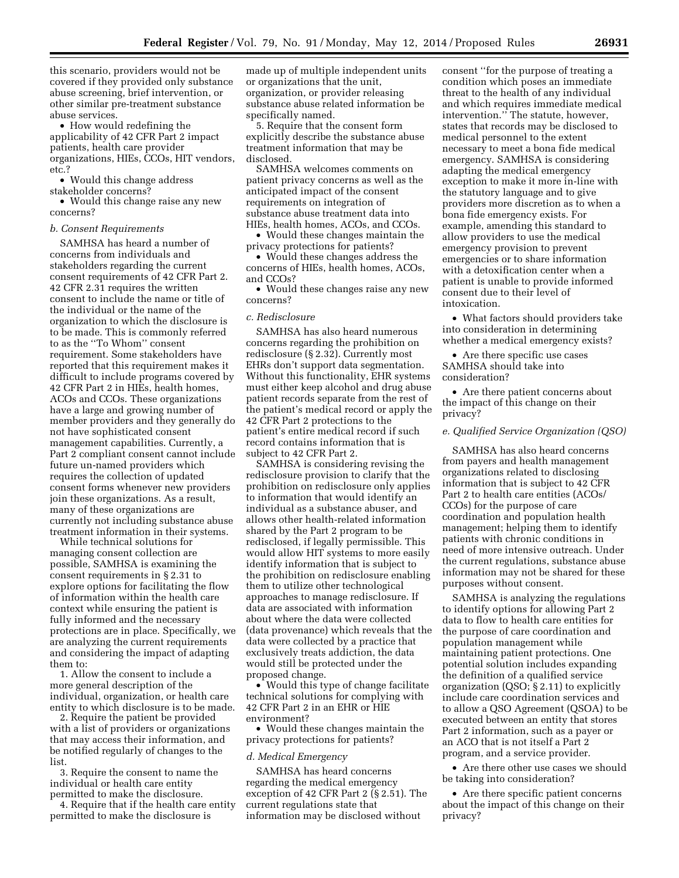this scenario, providers would not be covered if they provided only substance abuse screening, brief intervention, or other similar pre-treatment substance abuse services.

- How would redefining the applicability of 42 CFR Part 2 impact patients, health care provider organizations, HIEs, CCOs, HIT vendors, etc.?
- Would this change address stakeholder concerns?
- Would this change raise any new concerns?

### *b. Consent Requirements*

SAMHSA has heard a number of concerns from individuals and stakeholders regarding the current consent requirements of 42 CFR Part 2. 42 CFR 2.31 requires the written consent to include the name or title of the individual or the name of the organization to which the disclosure is to be made. This is commonly referred to as the ''To Whom'' consent requirement. Some stakeholders have reported that this requirement makes it difficult to include programs covered by 42 CFR Part 2 in HIEs, health homes, ACOs and CCOs. These organizations have a large and growing number of member providers and they generally do not have sophisticated consent management capabilities. Currently, a Part 2 compliant consent cannot include future un-named providers which requires the collection of updated consent forms whenever new providers join these organizations. As a result, many of these organizations are currently not including substance abuse treatment information in their systems.

While technical solutions for managing consent collection are possible, SAMHSA is examining the consent requirements in § 2.31 to explore options for facilitating the flow of information within the health care context while ensuring the patient is fully informed and the necessary protections are in place. Specifically, we are analyzing the current requirements and considering the impact of adapting them to:

1. Allow the consent to include a more general description of the individual, organization, or health care entity to which disclosure is to be made.
2. Require the patient be provided with a list of providers or organizations that may access their information, and be notified regularly of changes to the list.
3. Require the consent to name the individual or health care entity permitted to make the disclosure.
4. Require that if the health care entity permitted to make the disclosure is made up of multiple independent units or organizations that the unit, organization, or provider releasing substance abuse related information be specifically named.
5. Require that the consent form explicitly describe the substance abuse treatment information that may be disclosed.

SAMHSA welcomes comments on patient privacy concerns as well as the anticipated impact of the consent requirements on integration of substance abuse treatment data into HIEs, health homes, ACOs, and CCOs.

- Would these changes maintain the privacy protections for patients?
- Would these changes address the concerns of HIEs, health homes, ACOs, and CCOs?
- Would these changes raise any new concerns?

### *c. Redisclosure*

SAMHSA has also heard numerous concerns regarding the prohibition on redisclosure (§ 2.32). Currently most EHRs don't support data segmentation. Without this functionality, EHR systems must either keep alcohol and drug abuse patient records separate from the rest of the patient's medical record or apply the 42 CFR Part 2 protections to the patient's entire medical record if such record contains information that is subject to 42 CFR Part 2.

SAMHSA is considering revising the redisclosure provision to clarify that the prohibition on redisclosure only applies to information that would identify an individual as a substance abuser, and allows other health-related information shared by the Part 2 program to be redisclosed, if legally permissible. This would allow HIT systems to more easily identify information that is subject to the prohibition on redisclosure enabling them to utilize other technological approaches to manage redisclosure. If data are associated with information about where the data were collected (data provenance) which reveals that the data were collected by a practice that exclusively treats addiction, the data would still be protected under the proposed change.

- Would this type of change facilitate technical solutions for complying with 42 CFR Part 2 in an EHR or HIE environment?
- Would these changes maintain the privacy protections for patients?

### *d. Medical Emergency*

SAMHSA has heard concerns regarding the medical emergency exception of 42 CFR Part 2 (§ 2.51). The current regulations state that information may be disclosed without consent ''for the purpose of treating a condition which poses an immediate threat to the health of any individual and which requires immediate medical intervention.'' The statute, however, states that records may be disclosed to medical personnel to the extent necessary to meet a bona fide medical emergency. SAMHSA is considering adapting the medical emergency exception to make it more in-line with the statutory language and to give providers more discretion as to when a bona fide emergency exists. For example, amending this standard to allow providers to use the medical emergency provision to prevent emergencies or to share information with a detoxification center when a patient is unable to provide informed consent due to their level of intoxication.

- What factors should providers take into consideration in determining whether a medical emergency exists?
- Are there specific use cases SAMHSA should take into consideration?
- Are there patient concerns about the impact of this change on their privacy?

### *e. Qualified Service Organization (QSO)*

SAMHSA has also heard concerns from payers and health management organizations related to disclosing information that is subject to 42 CFR Part 2 to health care entities (ACOs/CCOs) for the purpose of care coordination and population health management; helping them to identify patients with chronic conditions in need of more intensive outreach. Under the current regulations, substance abuse information may not be shared for these purposes without consent.

SAMHSA is analyzing the regulations to identify options for allowing Part 2 data to flow to health care entities for the purpose of care coordination and population management while maintaining patient protections. One potential solution includes expanding the definition of a qualified service organization (QSO; § 2.11) to explicitly include care coordination services and to allow a QSO Agreement (QSOA) to be executed between an entity that stores Part 2 information, such as a payer or an ACO that is not itself a Part 2 program, and a service provider.

- Are there other use cases we should be taking into consideration?
- Are there specific patient concerns about the impact of this change on their privacy?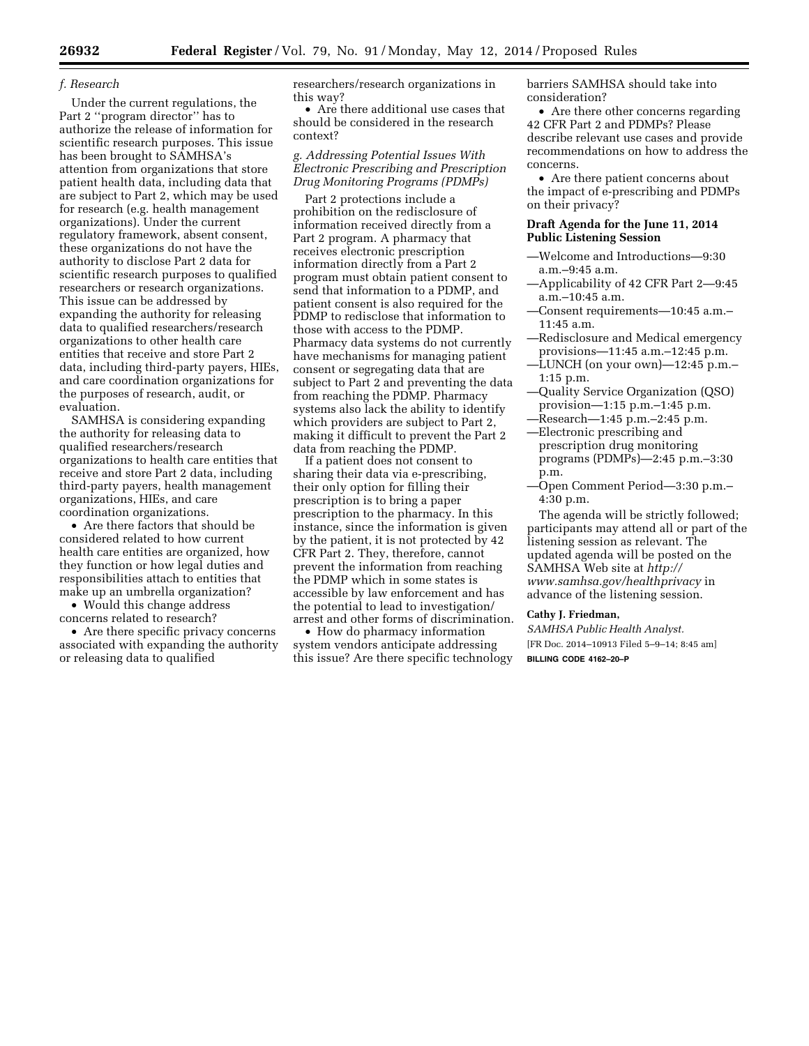### *f. Research*

Under the current regulations, the Part 2 ''program director'' has to authorize the release of information for scientific research purposes. This issue has been brought to SAMHSA's attention from organizations that store patient health data, including data that are subject to Part 2, which may be used for research (e.g. health management organizations). Under the current regulatory framework, absent consent, these organizations do not have the authority to disclose Part 2 data for scientific research purposes to qualified researchers or research organizations. This issue can be addressed by expanding the authority for releasing data to qualified researchers/research organizations to other health care entities that receive and store Part 2 data, including third-party payers, HIEs, and care coordination organizations for the purposes of research, audit, or evaluation.

SAMHSA is considering expanding the authority for releasing data to qualified researchers/research organizations to health care entities that receive and store Part 2 data, including third-party payers, health management organizations, HIEs, and care coordination organizations.

- Are there factors that should be considered related to how current health care entities are organized, how they function or how legal duties and responsibilities attach to entities that make up an umbrella organization?
- Would this change address concerns related to research?
- Are there specific privacy concerns associated with expanding the authority or releasing data to qualified researchers/research organizations in this way?
- Are there additional use cases that should be considered in the research context?

### *g. Addressing Potential Issues With Electronic Prescribing and Prescription Drug Monitoring Programs (PDMPs)*

Part 2 protections include a prohibition on the redisclosure of information received directly from a Part 2 program. A pharmacy that receives electronic prescription information directly from a Part 2 program must obtain patient consent to send that information to a PDMP, and patient consent is also required for the PDMP to redisclose that information to those with access to the PDMP. Pharmacy data systems do not currently have mechanisms for managing patient consent or segregating data that are subject to Part 2 and preventing the data from reaching the PDMP. Pharmacy systems also lack the ability to identify which providers are subject to Part 2, making it difficult to prevent the Part 2 data from reaching the PDMP.

If a patient does not consent to sharing their data via e-prescribing, their only option for filling their prescription is to bring a paper prescription to the pharmacy. In this instance, since the information is given by the patient, it is not protected by 42 CFR Part 2. They, therefore, cannot prevent the information from reaching the PDMP which in some states is accessible by law enforcement and has the potential to lead to investigation/arrest and other forms of discrimination.

- How do pharmacy information system vendors anticipate addressing this issue? Are there specific technology barriers SAMHSA should take into consideration?
- Are there other concerns regarding 42 CFR Part 2 and PDMPs? Please describe relevant use cases and provide recommendations on how to address the concerns.
- Are there patient concerns about the impact of e-prescribing and PDMPs on their privacy?

**Draft Agenda for the June 11, 2014 Public Listening Session**

—Welcome and Introductions—9:30 a.m.–9:45 a.m.
—Applicability of 42 CFR Part 2—9:45 a.m.–10:45 a.m.
—Consent requirements—10:45 a.m.–11:45 a.m.
—Redisclosure and Medical emergency provisions—11:45 a.m.–12:45 p.m.
—LUNCH (on your own)—12:45 p.m.–1:15 p.m.
—Quality Service Organization (QSO) provision—1:15 p.m.–1:45 p.m.
—Research—1:45 p.m.–2:45 p.m.
—Electronic prescribing and prescription drug monitoring programs (PDMPs)—2:45 p.m.–3:30 p.m.
—Open Comment Period—3:30 p.m.–4:30 p.m.

The agenda will be strictly followed; participants may attend all or part of the listening session as relevant. The updated agenda will be posted on the SAMHSA Web site at *http://www.samhsa.gov/healthprivacy* in advance of the listening session.

**Cathy J. Friedman,**

*SAMHSA Public Health Analyst.*

[FR Doc. 2014–10913 Filed 5–9–14; 8:45 am]

**BILLING CODE 4162–20–P**